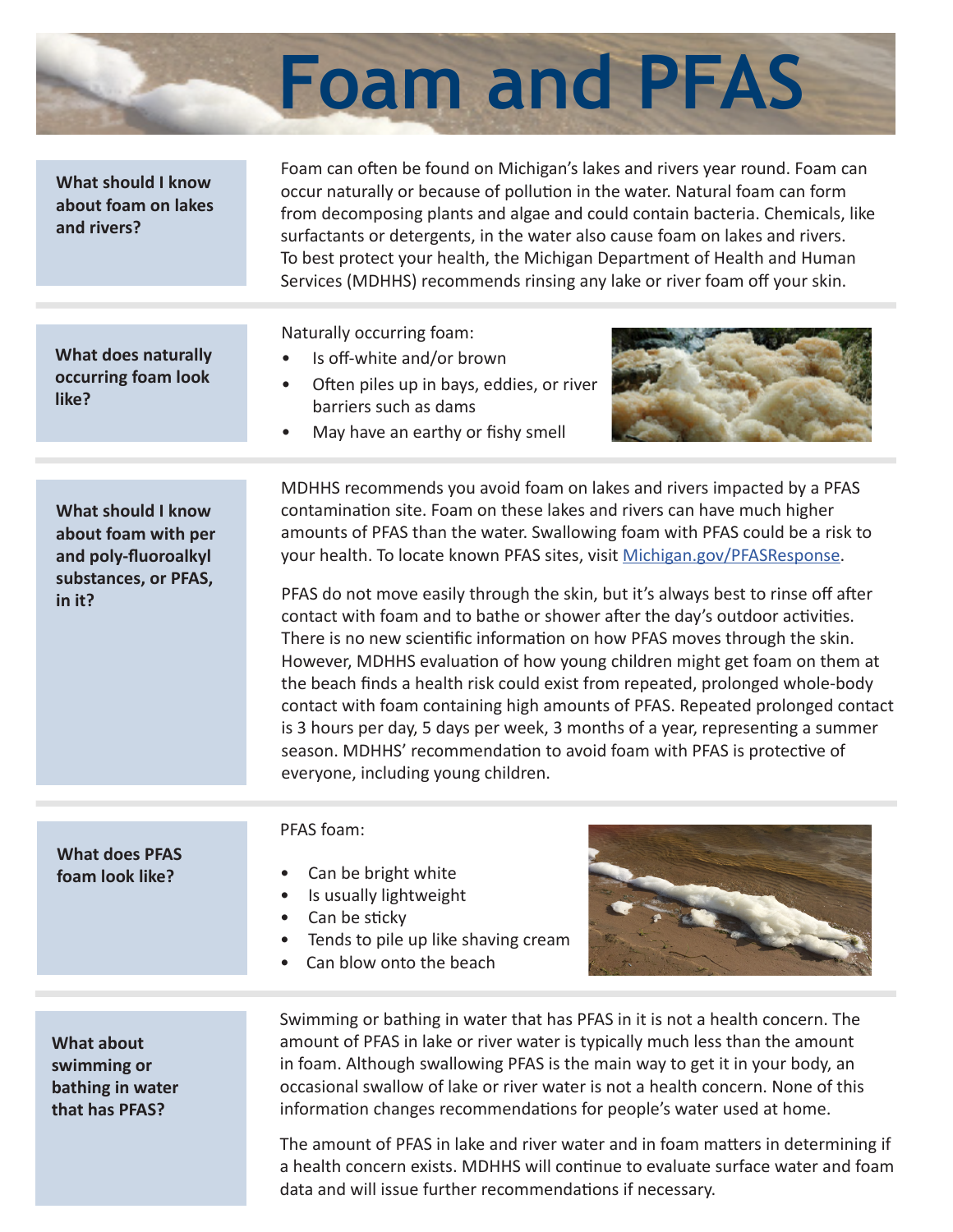# Foam and PFAS

**What should I know about foam on lakes and rivers?**

Foam can often be found on Michigan's lakes and rivers year round. Foam can occur naturally or because of pollution in the water. Natural foam can form from decomposing plants and algae and could contain bacteria. Chemicals, like surfactants or detergents, in the water also cause foam on lakes and rivers. To best protect your health, the Michigan Department of Health and Human Services (MDHHS) recommends rinsing any lake or river foam off your skin.

**What does naturally occurring foam look like?**

Naturally occurring foam:

- Is off-white and/or brown
- Often piles up in bays, eddies, or river barriers such as dams
- May have an earthy or fishy smell

**What should I know about foam with per and poly-fluoroalkyl substances, or PFAS, in it?**

MDHHS recommends you avoid foam on lakes and rivers impacted by a PFAS contamination site. Foam on these lakes and rivers can have much higher amounts of PFAS than the water. Swallowing foam with PFAS could be a risk to your health. To locate known PFAS sites, visit Michigan.gov/PFASResponse.

PFAS do not move easily through the skin, but it's always best to rinse off after contact with foam and to bathe or shower after the day's outdoor activities. There is no new scientific information on how PFAS moves through the skin. However, MDHHS evaluation of how young children might get foam on them at the beach finds a health risk could exist from repeated, prolonged whole-body contact with foam containing high amounts of PFAS. Repeated prolonged contact is 3 hours per day, 5 days per week, 3 months of a year, representing a summer season. MDHHS' recommendation to avoid foam with PFAS is protective of everyone, including young children.

**What does PFAS foam look like?**

PFAS foam:

- Can be bright white
- Is usually lightweight
- Can be sticky
- Tends to pile up like shaving cream
- Can blow onto the beach

**What about swimming or bathing in water that has PFAS?**

Swimming or bathing in water that has PFAS in it is not a health concern. The amount of PFAS in lake or river water is typically much less than the amount in foam. Although swallowing PFAS is the main way to get it in your body, an occasional swallow of lake or river water is not a health concern. None of this information changes recommendations for people's water used at home.

The amount of PFAS in lake and river water and in foam matters in determining if a health concern exists. MDHHS will continue to evaluate surface water and foam data and will issue further recommendations if necessary.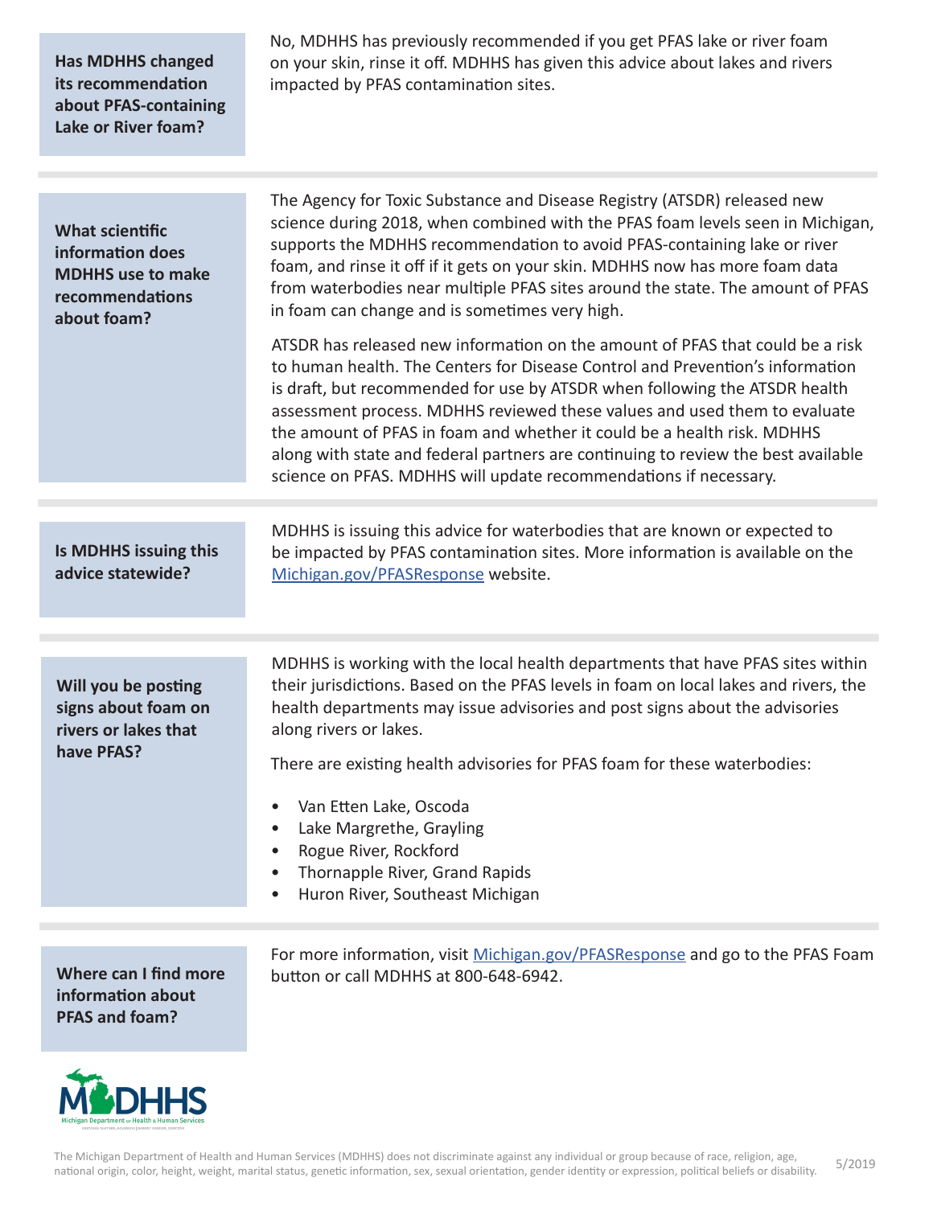### Has MDHHS changed its recommendation about PFAS-containing Lake or River foam?

No, MDHHS has previously recommended if you get PFAS lake or river foam on your skin, rinse it off. MDHHS has given this advice about lakes and rivers impacted by PFAS contamination sites.

### What scientific information does MDHHS use to make recommendations about foam?

The Agency for Toxic Substance and Disease Registry (ATSDR) released new science during 2018, when combined with the PFAS foam levels seen in Michigan, supports the MDHHS recommendation to avoid PFAS-containing lake or river foam, and rinse it off if it gets on your skin. MDHHS now has more foam data from waterbodies near multiple PFAS sites around the state. The amount of PFAS in foam can change and is sometimes very high.

ATSDR has released new information on the amount of PFAS that could be a risk to human health. The Centers for Disease Control and Prevention's information is draft, but recommended for use by ATSDR when following the ATSDR health assessment process. MDHHS reviewed these values and used them to evaluate the amount of PFAS in foam and whether it could be a health risk. MDHHS along with state and federal partners are continuing to review the best available science on PFAS. MDHHS will update recommendations if necessary.

### Is MDHHS issuing this advice statewide?

MDHHS is issuing this advice for waterbodies that are known or expected to be impacted by PFAS contamination sites. More information is available on the Michigan.gov/PFASResponse website.

### Will you be posting signs about foam on rivers or lakes that have PFAS?

MDHHS is working with the local health departments that have PFAS sites within their jurisdictions. Based on the PFAS levels in foam on local lakes and rivers, the health departments may issue advisories and post signs about the advisories along rivers or lakes.

There are existing health advisories for PFAS foam for these waterbodies:

- Van Etten Lake, Oscoda
- Lake Margrethe, Grayling
- Rogue River, Rockford
- Thornapple River, Grand Rapids
- Huron River, Southeast Michigan

### Where can I find more information about PFAS and foam?

For more information, visit Michigan.gov/PFASResponse and go to the PFAS Foam button or call MDHHS at 800-648-6942.

MDHHS
Michigan Department of Health & Human Services

The Michigan Department of Health and Human Services (MDHHS) does not discriminate against any individual or group because of race, religion, age, national origin, color, height, weight, marital status, genetic information, sex, sexual orientation, gender identity or expression, political beliefs or disability.

5/2019